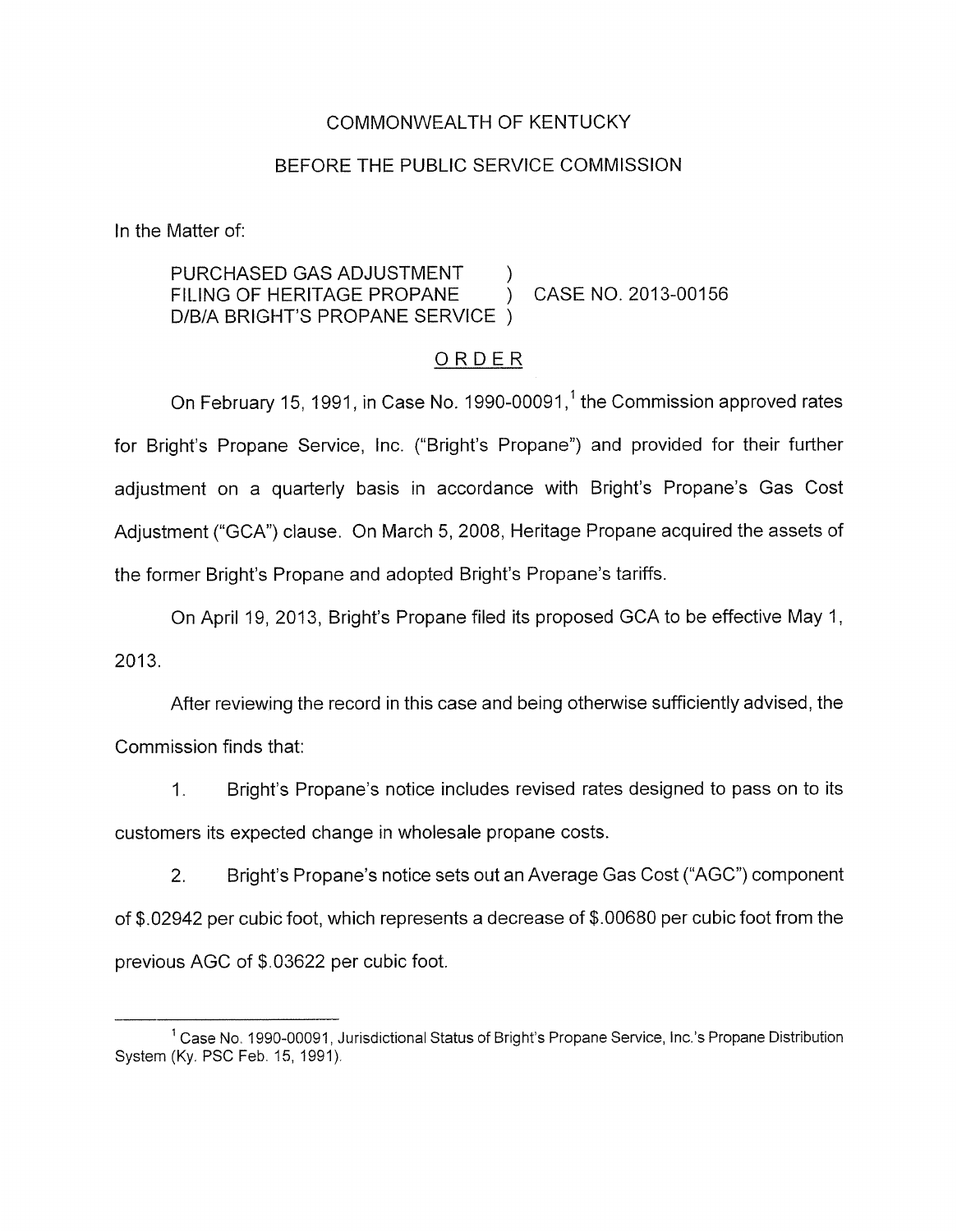COMMONWEALTH OF KENTUCKY

BEFORE THE PUBLIC SERVICE COMMISSION

In the Matter of:

PURCHASED GAS ADJUSTMENT FILING OF HERITAGE PROPANE D/B/A BRIGHT'S PROPANE SERVICE ) CASE NO. 2013-00156

ORDER

On February 15, 1991, in Case No. 1990-00091,[1] the Commission approved rates for Bright's Propane Service, Inc. ("Bright's Propane") and provided for their further adjustment on a quarterly basis in accordance with Bright's Propane's Gas Cost Adjustment ("GCA") clause. On March 5, 2008, Heritage Propane acquired the assets of the former Bright's Propane and adopted Bright's Propane's tariffs.

On April 19, 2013, Bright's Propane filed its proposed GCA to be effective May 1, 2013.

After reviewing the record in this case and being otherwise sufficiently advised, the Commission finds that:

1. Bright's Propane's notice includes revised rates designed to pass on to its customers its expected change in wholesale propane costs.

2. Bright's Propane's notice sets out an Average Gas Cost ("AGC") component of $.02942 per cubic foot, which represents a decrease of $.00680 per cubic foot from the previous AGC of $.03622 per cubic foot.

[1] Case No. 1990-00091, Jurisdictional Status of Bright's Propane Service, Inc.'s Propane Distribution System (Ky. PSC Feb. 15, 1991).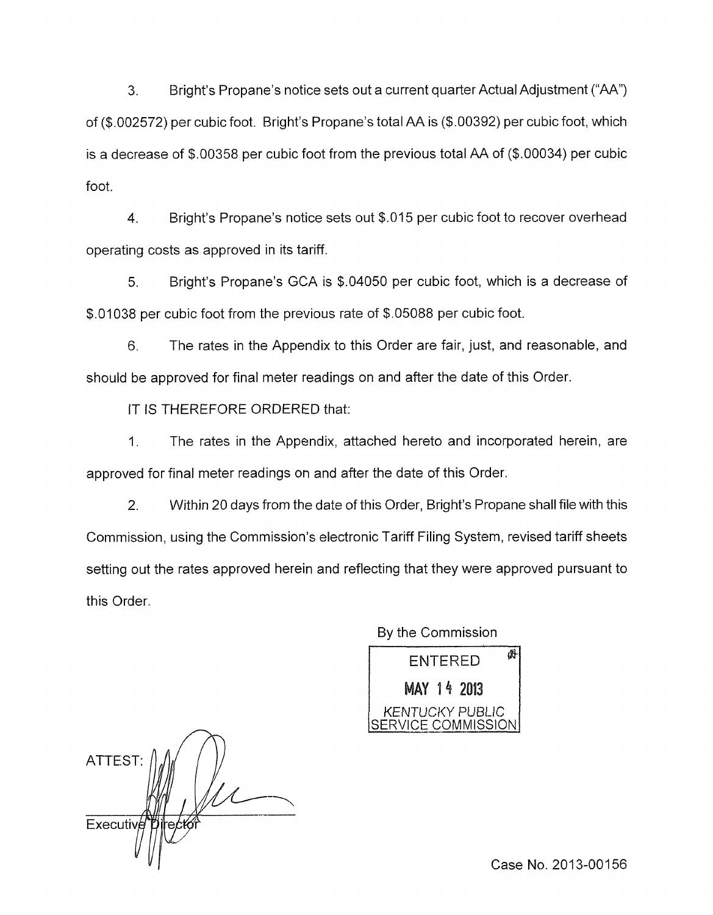3. Bright's Propane's notice sets out a current quarter Actual Adjustment ("AA") of ($.002572) per cubic foot. Bright's Propane's total AA is ($.00392) per cubic foot, which is a decrease of $.00358 per cubic foot from the previous total AA of ($.00034) per cubic foot.

4. Bright's Propane's notice sets out $.015 per cubic foot to recover overhead operating costs as approved in its tariff.

5. Bright's Propane's GCA is $.04050 per cubic foot, which is a decrease of $.01038 per cubic foot from the previous rate of $.05088 per cubic foot.

6. The rates in the Appendix to this Order are fair, just, and reasonable, and should be approved for final meter readings on and after the date of this Order.

IT IS THEREFORE ORDERED that:

1. The rates in the Appendix, attached hereto and incorporated herein, are approved for final meter readings on and after the date of this Order.

2. Within 20 days from the date of this Order, Bright's Propane shall file with this Commission, using the Commission's electronic Tariff Filing System, revised tariff sheets setting out the rates approved herein and reflecting that they were approved pursuant to this Order.

By the Commission

ENTERED
MAY 14 2013
KENTUCKY PUBLIC SERVICE COMMISSION

ATTEST:

Executive Director

Case No. 2013-00156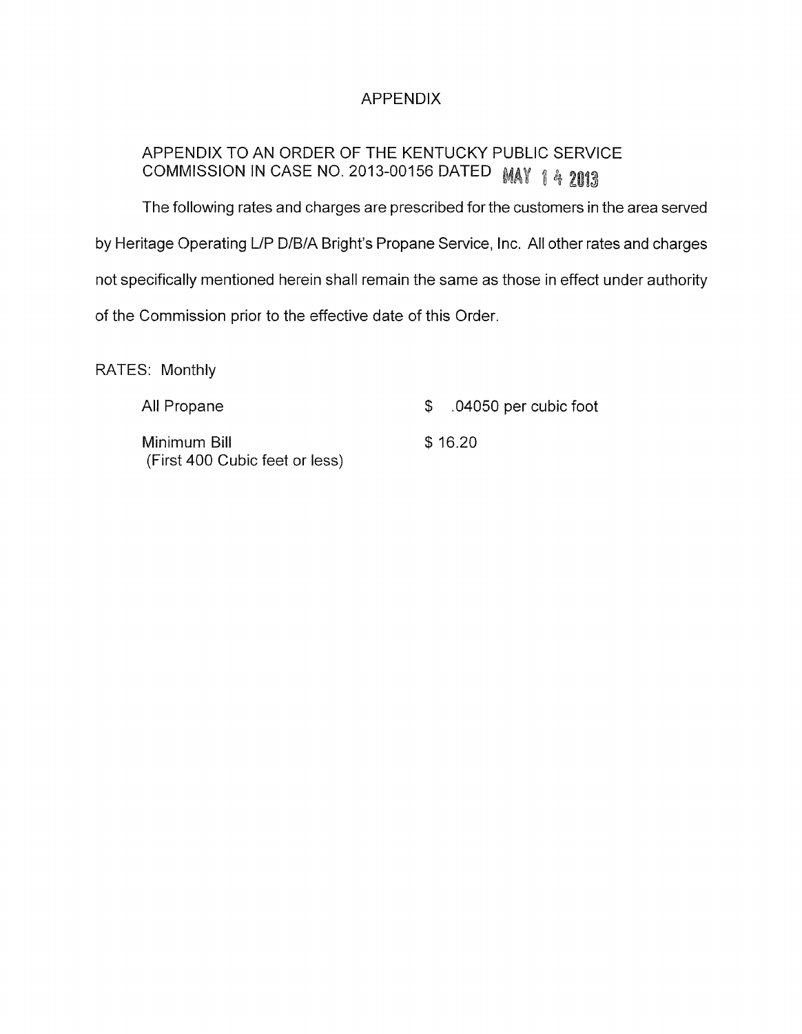# APPENDIX

APPENDIX TO AN ORDER OF THE KENTUCKY PUBLIC SERVICE COMMISSION IN CASE NO. 2013-00156 DATED MAY 14 2013

The following rates and charges are prescribed for the customers in the area served by Heritage Operating L/P D/B/A Bright's Propane Service, Inc. All other rates and charges not specifically mentioned herein shall remain the same as those in effect under authority of the Commission prior to the effective date of this Order.

RATES: Monthly

| | |
|---|---|
| All Propane | $ .04050 per cubic foot |
| Minimum Bill (First 400 Cubic feet or less) | $ 16.20 |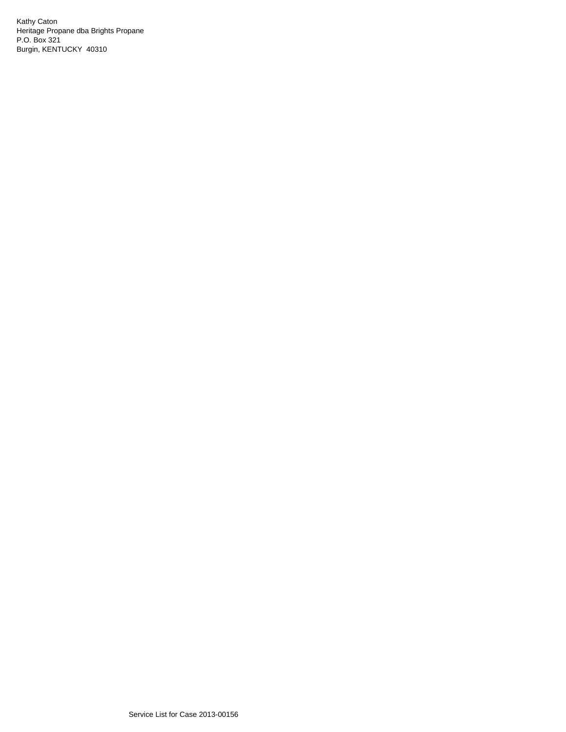Kathy Caton
Heritage Propane dba Brights Propane
P.O. Box 321
Burgin, KENTUCKY  40310